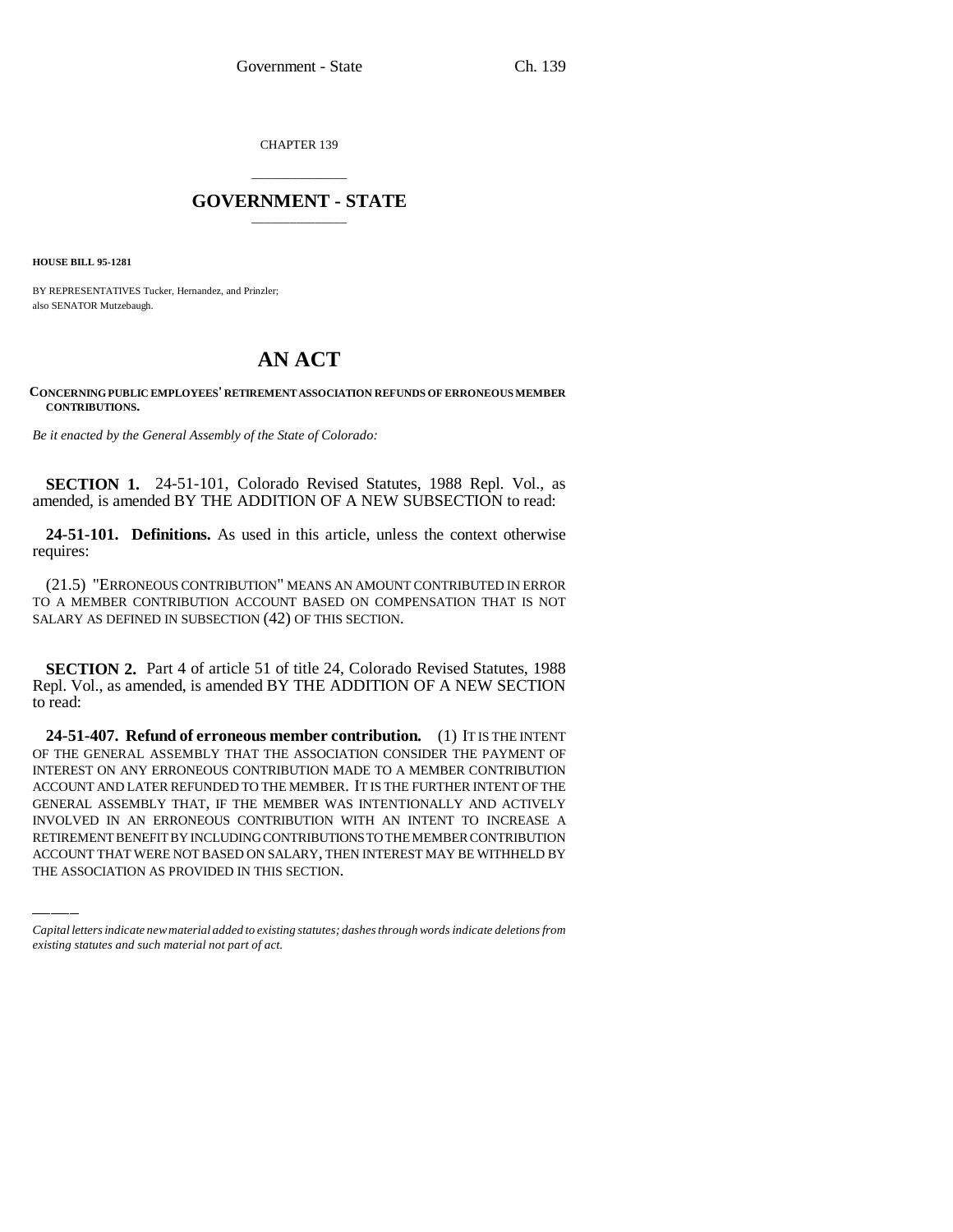CHAPTER 139

# GOVERNMENT - STATE

**HOUSE BILL 95-1281**

BY REPRESENTATIVES Tucker, Hernandez, and Prinzler;
also SENATOR Mutzebaugh.

# AN ACT

**CONCERNING PUBLIC EMPLOYEES' RETIREMENT ASSOCIATION REFUNDS OF ERRONEOUS MEMBER CONTRIBUTIONS.**

*Be it enacted by the General Assembly of the State of Colorado:*

**SECTION 1.** 24-51-101, Colorado Revised Statutes, 1988 Repl. Vol., as amended, is amended BY THE ADDITION OF A NEW SUBSECTION to read:

**24-51-101. Definitions.** As used in this article, unless the context otherwise requires:

(21.5) "ERRONEOUS CONTRIBUTION" MEANS AN AMOUNT CONTRIBUTED IN ERROR TO A MEMBER CONTRIBUTION ACCOUNT BASED ON COMPENSATION THAT IS NOT SALARY AS DEFINED IN SUBSECTION (42) OF THIS SECTION.

**SECTION 2.** Part 4 of article 51 of title 24, Colorado Revised Statutes, 1988 Repl. Vol., as amended, is amended BY THE ADDITION OF A NEW SECTION to read:

**24-51-407. Refund of erroneous member contribution.** (1) IT IS THE INTENT OF THE GENERAL ASSEMBLY THAT THE ASSOCIATION CONSIDER THE PAYMENT OF INTEREST ON ANY ERRONEOUS CONTRIBUTION MADE TO A MEMBER CONTRIBUTION ACCOUNT AND LATER REFUNDED TO THE MEMBER. IT IS THE FURTHER INTENT OF THE GENERAL ASSEMBLY THAT, IF THE MEMBER WAS INTENTIONALLY AND ACTIVELY INVOLVED IN AN ERRONEOUS CONTRIBUTION WITH AN INTENT TO INCREASE A RETIREMENT BENEFIT BY INCLUDING CONTRIBUTIONS TO THE MEMBER CONTRIBUTION ACCOUNT THAT WERE NOT BASED ON SALARY, THEN INTEREST MAY BE WITHHELD BY THE ASSOCIATION AS PROVIDED IN THIS SECTION.

*Capital letters indicate new material added to existing statutes; dashes through words indicate deletions from existing statutes and such material not part of act.*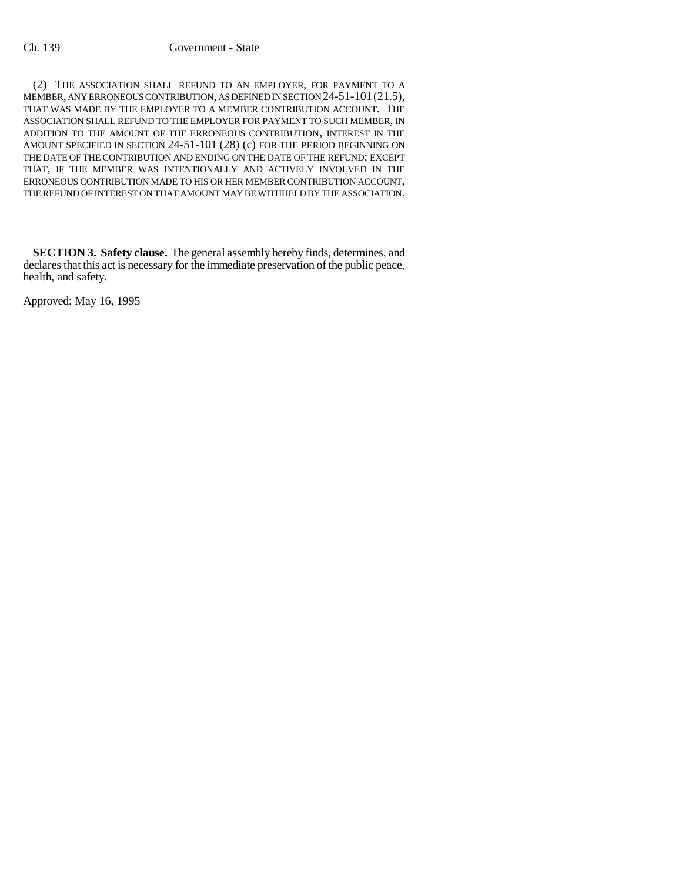(2) THE ASSOCIATION SHALL REFUND TO AN EMPLOYER, FOR PAYMENT TO A MEMBER, ANY ERRONEOUS CONTRIBUTION, AS DEFINED IN SECTION 24-51-101 (21.5), THAT WAS MADE BY THE EMPLOYER TO A MEMBER CONTRIBUTION ACCOUNT. THE ASSOCIATION SHALL REFUND TO THE EMPLOYER FOR PAYMENT TO SUCH MEMBER, IN ADDITION TO THE AMOUNT OF THE ERRONEOUS CONTRIBUTION, INTEREST IN THE AMOUNT SPECIFIED IN SECTION 24-51-101 (28) (c) FOR THE PERIOD BEGINNING ON THE DATE OF THE CONTRIBUTION AND ENDING ON THE DATE OF THE REFUND; EXCEPT THAT, IF THE MEMBER WAS INTENTIONALLY AND ACTIVELY INVOLVED IN THE ERRONEOUS CONTRIBUTION MADE TO HIS OR HER MEMBER CONTRIBUTION ACCOUNT, THE REFUND OF INTEREST ON THAT AMOUNT MAY BE WITHHELD BY THE ASSOCIATION.

**SECTION 3. Safety clause.** The general assembly hereby finds, determines, and declares that this act is necessary for the immediate preservation of the public peace, health, and safety.

Approved: May 16, 1995